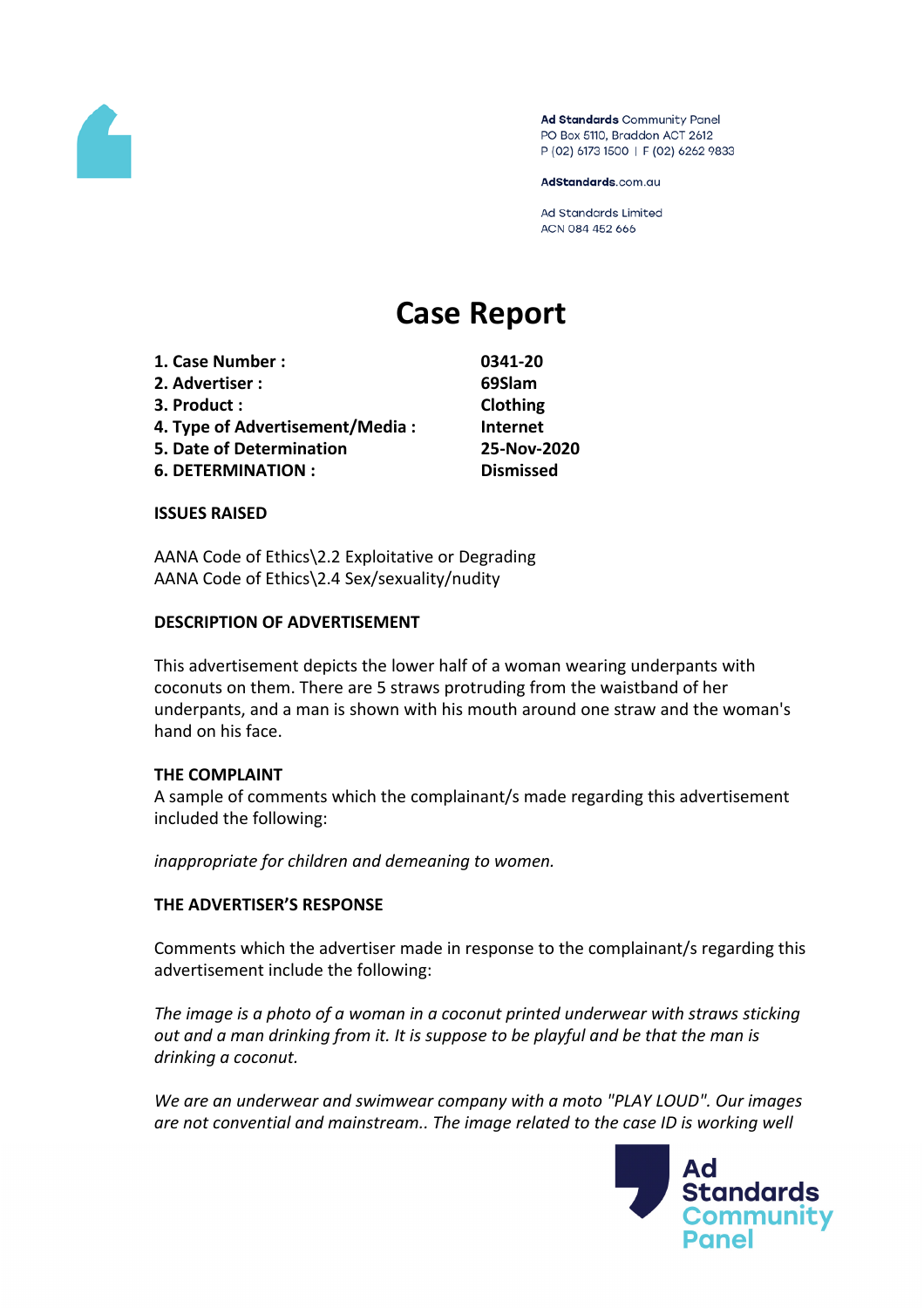Ad Standards Community Panel
PO Box 5110, Braddon ACT 2612
P (02) 6173 1500 | F (02) 6262 9833

AdStandards.com.au

Ad Standards Limited
ACN 084 452 666

# Case Report

| | |
|---|---|
| **1. Case Number :** | **0341-20** |
| **2. Advertiser :** | **69Slam** |
| **3. Product :** | **Clothing** |
| **4. Type of Advertisement/Media :** | **Internet** |
| **5. Date of Determination** | **25-Nov-2020** |
| **6. DETERMINATION :** | **Dismissed** |

**ISSUES RAISED**

AANA Code of Ethics\2.2 Exploitative or Degrading
AANA Code of Ethics\2.4 Sex/sexuality/nudity

**DESCRIPTION OF ADVERTISEMENT**

This advertisement depicts the lower half of a woman wearing underpants with coconuts on them. There are 5 straws protruding from the waistband of her underpants, and a man is shown with his mouth around one straw and the woman's hand on his face.

**THE COMPLAINT**

A sample of comments which the complainant/s made regarding this advertisement included the following:

*inappropriate for children and demeaning to women.*

**THE ADVERTISER'S RESPONSE**

Comments which the advertiser made in response to the complainant/s regarding this advertisement include the following:

*The image is a photo of a woman in a coconut printed underwear with straws sticking out and a man drinking from it. It is suppose to be playful and be that the man is drinking a coconut.*

*We are an underwear and swimwear company with a moto "PLAY LOUD". Our images are not convential and mainstream.. The image related to the case ID is working well*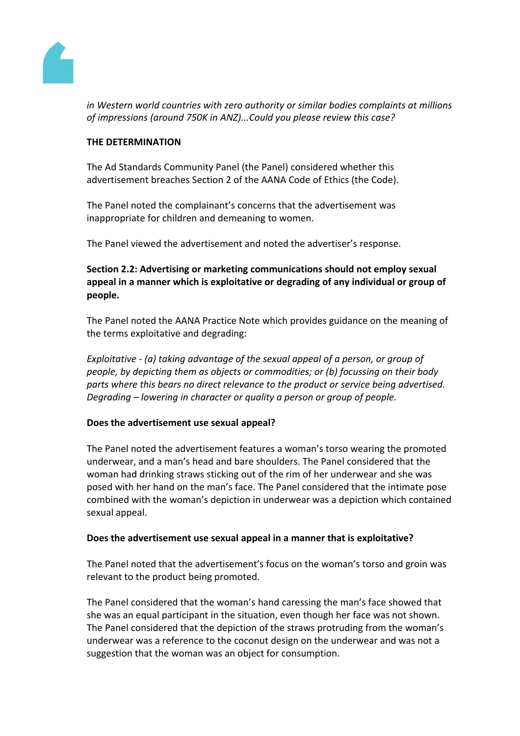*in Western world countries with zero authority or similar bodies complaints at millions of impressions (around 750K in ANZ)...Could you please review this case?*

**THE DETERMINATION**

The Ad Standards Community Panel (the Panel) considered whether this advertisement breaches Section 2 of the AANA Code of Ethics (the Code).

The Panel noted the complainant's concerns that the advertisement was inappropriate for children and demeaning to women.

The Panel viewed the advertisement and noted the advertiser's response.

**Section 2.2: Advertising or marketing communications should not employ sexual appeal in a manner which is exploitative or degrading of any individual or group of people.**

The Panel noted the AANA Practice Note which provides guidance on the meaning of the terms exploitative and degrading:

*Exploitative - (a) taking advantage of the sexual appeal of a person, or group of people, by depicting them as objects or commodities; or (b) focussing on their body parts where this bears no direct relevance to the product or service being advertised. Degrading – lowering in character or quality a person or group of people.*

**Does the advertisement use sexual appeal?**

The Panel noted the advertisement features a woman's torso wearing the promoted underwear, and a man's head and bare shoulders. The Panel considered that the woman had drinking straws sticking out of the rim of her underwear and she was posed with her hand on the man's face. The Panel considered that the intimate pose combined with the woman's depiction in underwear was a depiction which contained sexual appeal.

**Does the advertisement use sexual appeal in a manner that is exploitative?**

The Panel noted that the advertisement's focus on the woman's torso and groin was relevant to the product being promoted.

The Panel considered that the woman's hand caressing the man's face showed that she was an equal participant in the situation, even though her face was not shown. The Panel considered that the depiction of the straws protruding from the woman's underwear was a reference to the coconut design on the underwear and was not a suggestion that the woman was an object for consumption.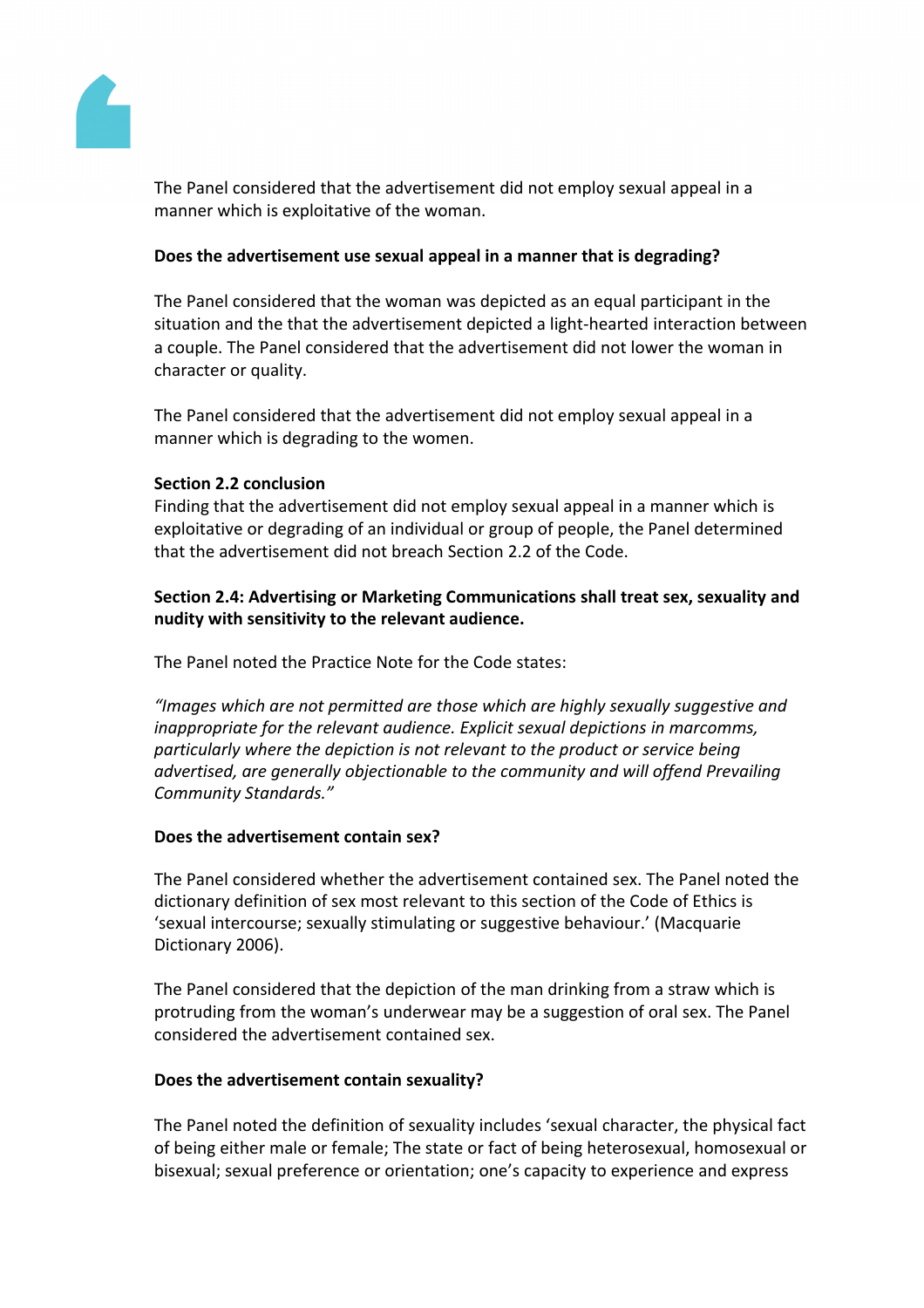The Panel considered that the advertisement did not employ sexual appeal in a manner which is exploitative of the woman.

**Does the advertisement use sexual appeal in a manner that is degrading?**

The Panel considered that the woman was depicted as an equal participant in the situation and the that the advertisement depicted a light-hearted interaction between a couple. The Panel considered that the advertisement did not lower the woman in character or quality.

The Panel considered that the advertisement did not employ sexual appeal in a manner which is degrading to the women.

**Section 2.2 conclusion**

Finding that the advertisement did not employ sexual appeal in a manner which is exploitative or degrading of an individual or group of people, the Panel determined that the advertisement did not breach Section 2.2 of the Code.

**Section 2.4: Advertising or Marketing Communications shall treat sex, sexuality and nudity with sensitivity to the relevant audience.**

The Panel noted the Practice Note for the Code states:

*"Images which are not permitted are those which are highly sexually suggestive and inappropriate for the relevant audience. Explicit sexual depictions in marcomms, particularly where the depiction is not relevant to the product or service being advertised, are generally objectionable to the community and will offend Prevailing Community Standards."*

**Does the advertisement contain sex?**

The Panel considered whether the advertisement contained sex. The Panel noted the dictionary definition of sex most relevant to this section of the Code of Ethics is 'sexual intercourse; sexually stimulating or suggestive behaviour.' (Macquarie Dictionary 2006).

The Panel considered that the depiction of the man drinking from a straw which is protruding from the woman's underwear may be a suggestion of oral sex. The Panel considered the advertisement contained sex.

**Does the advertisement contain sexuality?**

The Panel noted the definition of sexuality includes 'sexual character, the physical fact of being either male or female; The state or fact of being heterosexual, homosexual or bisexual; sexual preference or orientation; one's capacity to experience and express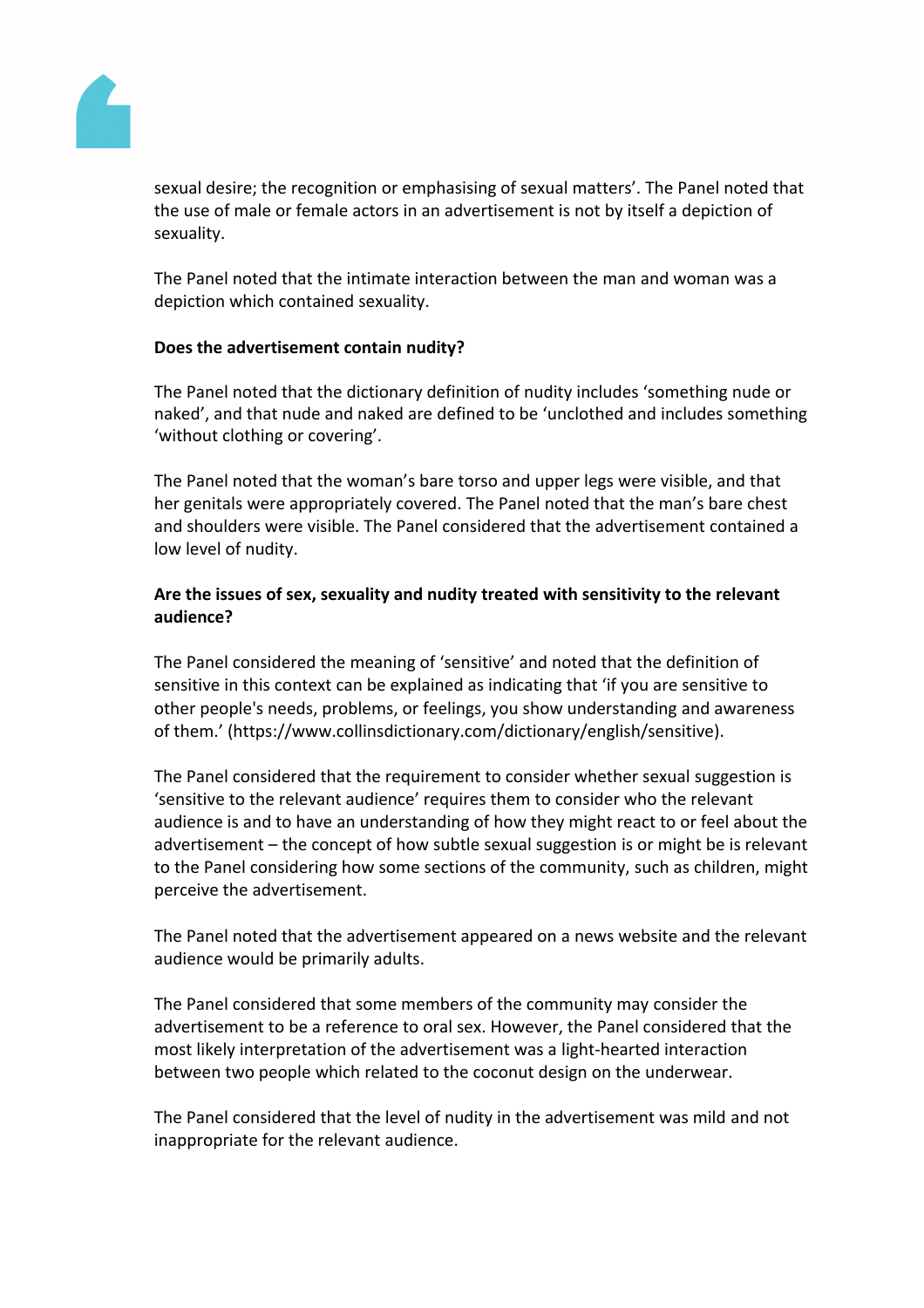sexual desire; the recognition or emphasising of sexual matters'. The Panel noted that the use of male or female actors in an advertisement is not by itself a depiction of sexuality.

The Panel noted that the intimate interaction between the man and woman was a depiction which contained sexuality.

**Does the advertisement contain nudity?**

The Panel noted that the dictionary definition of nudity includes 'something nude or naked', and that nude and naked are defined to be 'unclothed and includes something 'without clothing or covering'.

The Panel noted that the woman's bare torso and upper legs were visible, and that her genitals were appropriately covered. The Panel noted that the man's bare chest and shoulders were visible. The Panel considered that the advertisement contained a low level of nudity.

**Are the issues of sex, sexuality and nudity treated with sensitivity to the relevant audience?**

The Panel considered the meaning of 'sensitive' and noted that the definition of sensitive in this context can be explained as indicating that 'if you are sensitive to other people's needs, problems, or feelings, you show understanding and awareness of them.' (https://www.collinsdictionary.com/dictionary/english/sensitive).

The Panel considered that the requirement to consider whether sexual suggestion is 'sensitive to the relevant audience' requires them to consider who the relevant audience is and to have an understanding of how they might react to or feel about the advertisement – the concept of how subtle sexual suggestion is or might be is relevant to the Panel considering how some sections of the community, such as children, might perceive the advertisement.

The Panel noted that the advertisement appeared on a news website and the relevant audience would be primarily adults.

The Panel considered that some members of the community may consider the advertisement to be a reference to oral sex. However, the Panel considered that the most likely interpretation of the advertisement was a light-hearted interaction between two people which related to the coconut design on the underwear.

The Panel considered that the level of nudity in the advertisement was mild and not inappropriate for the relevant audience.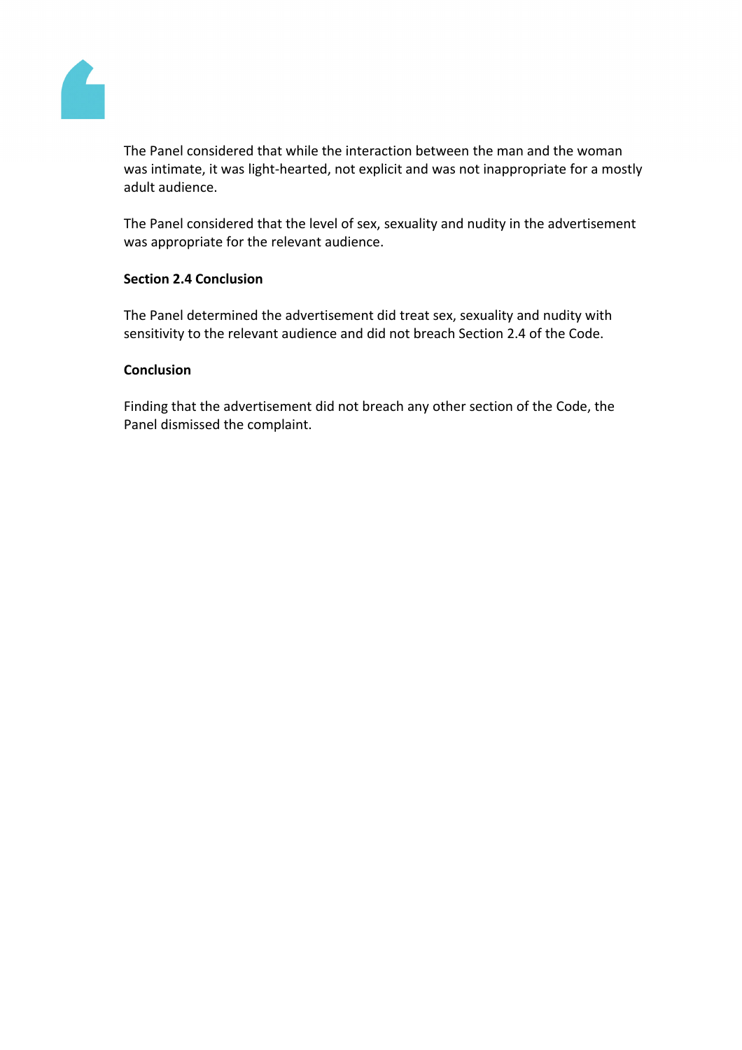The Panel considered that while the interaction between the man and the woman was intimate, it was light-hearted, not explicit and was not inappropriate for a mostly adult audience.

The Panel considered that the level of sex, sexuality and nudity in the advertisement was appropriate for the relevant audience.

**Section 2.4 Conclusion**

The Panel determined the advertisement did treat sex, sexuality and nudity with sensitivity to the relevant audience and did not breach Section 2.4 of the Code.

**Conclusion**

Finding that the advertisement did not breach any other section of the Code, the Panel dismissed the complaint.